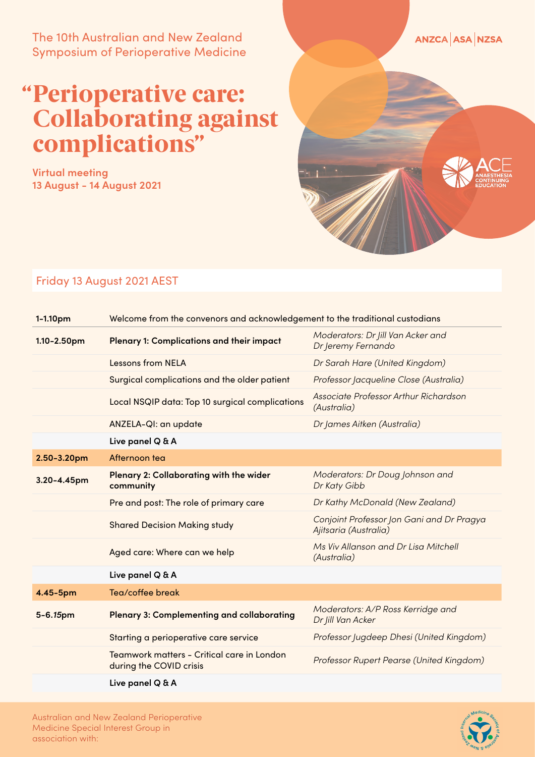The 10th Australian and New Zealand Symposium of Perioperative Medicine

ANZCA | ASA | NZSA

# "Perioperative care: Collaborating against complications"

**Virtual meeting**
**13 August - 14 August 2021**

ACE ANAESTHESIA CONTINUING EDUCATION

## Friday 13 August 2021 AEST

| Time | Session | Speaker |
|---|---|---|
| 1-1.10pm | Welcome from the convenors and acknowledgement to the traditional custodians | |
| 1.10-2.50pm | **Plenary 1: Complications and their impact** | *Moderators: Dr Jill Van Acker and Dr Jeremy Fernando* |
| | Lessons from NELA | *Dr Sarah Hare (United Kingdom)* |
| | Surgical complications and the older patient | *Professor Jacqueline Close (Australia)* |
| | Local NSQIP data: Top 10 surgical complications | *Associate Professor Arthur Richardson (Australia)* |
| | ANZELA-QI: an update | *Dr James Aitken (Australia)* |
| | **Live panel Q & A** | |
| 2.50-3.20pm | Afternoon tea | |
| 3.20-4.45pm | **Plenary 2: Collaborating with the wider community** | *Moderators: Dr Doug Johnson and Dr Katy Gibb* |
| | Pre and post: The role of primary care | *Dr Kathy McDonald (New Zealand)* |
| | Shared Decision Making study | *Conjoint Professor Jon Gani and Dr Pragya Ajitsaria (Australia)* |
| | Aged care: Where can we help | *Ms Viv Allanson and Dr Lisa Mitchell (Australia)* |
| | **Live panel Q & A** | |
| 4.45-5pm | Tea/coffee break | |
| 5-6.15pm | **Plenary 3: Complementing and collaborating** | *Moderators: A/P Ross Kerridge and Dr Jill Van Acker* |
| | Starting a perioperative care service | *Professor Jugdeep Dhesi (United Kingdom)* |
| | Teamwork matters - Critical care in London during the COVID crisis | *Professor Rupert Pearse (United Kingdom)* |
| | **Live panel Q & A** | |

Australian and New Zealand Perioperative Medicine Special Interest Group in association with:

Internal Medicine Society of Australia & New Zealand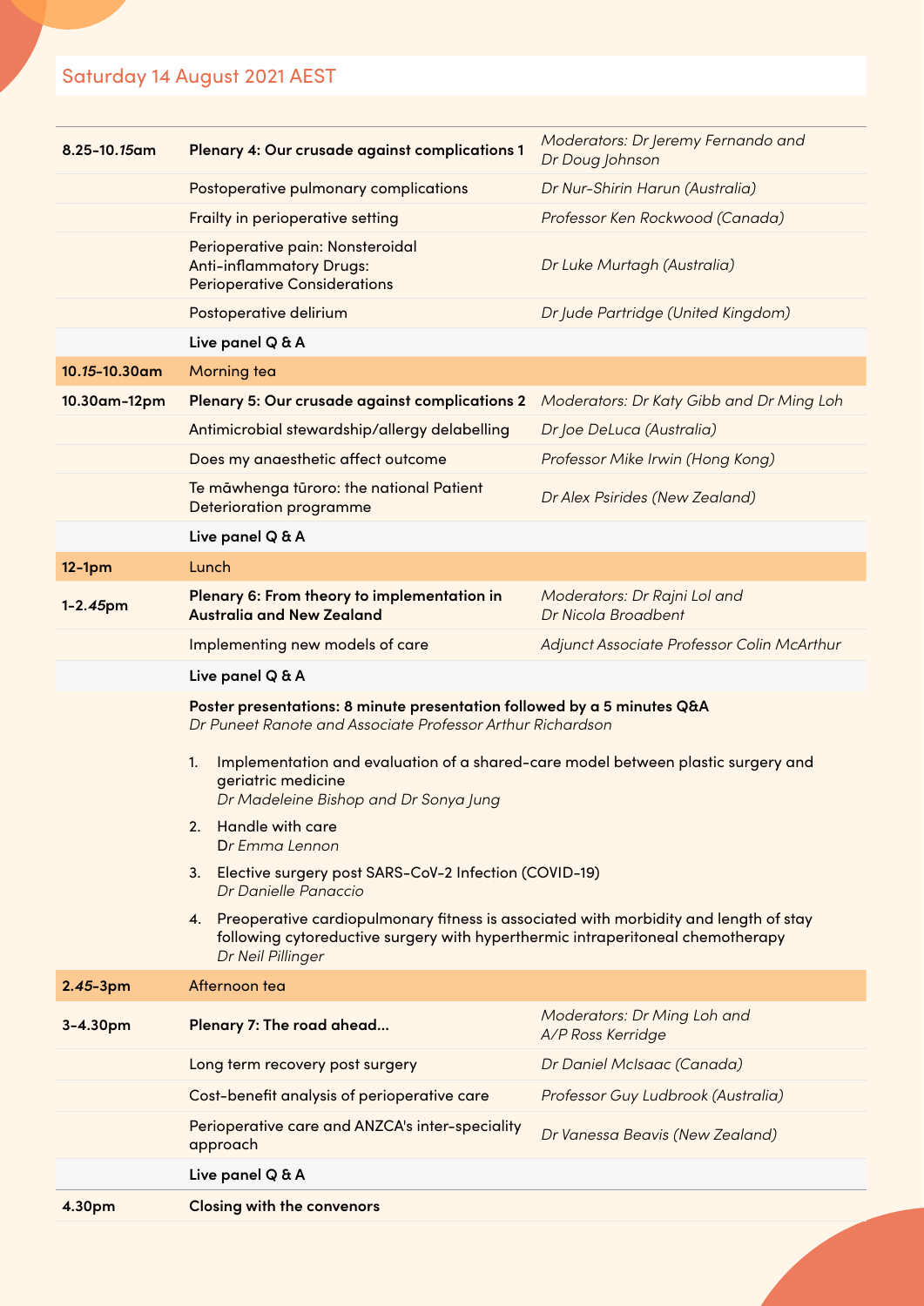## Saturday 14 August 2021 AEST

| | | |
|---|---|---|
| 8.25-10.*15*am | **Plenary 4: Our crusade against complications 1** | *Moderators: Dr Jeremy Fernando and Dr Doug Johnson* |
| | Postoperative pulmonary complications | *Dr Nur-Shirin Harun (Australia)* |
| | Frailty in perioperative setting | *Professor Ken Rockwood (Canada)* |
| | Perioperative pain: Nonsteroidal Anti-inflammatory Drugs: Perioperative Considerations | *Dr Luke Murtagh (Australia)* |
| | Postoperative delirium | *Dr Jude Partridge (United Kingdom)* |
| | **Live panel Q & A** | |
| 10.*15*-10.30am | Morning tea | |
| 10.30am-12pm | **Plenary 5: Our crusade against complications 2** | *Moderators: Dr Katy Gibb and Dr Ming Loh* |
| | Antimicrobial stewardship/allergy delabelling | *Dr Joe DeLuca (Australia)* |
| | Does my anaesthetic affect outcome | *Professor Mike Irwin (Hong Kong)* |
| | Te māwhenga tūroro: the national Patient Deterioration programme | *Dr Alex Psirides (New Zealand)* |
| | **Live panel Q & A** | |
| 12-1pm | Lunch | |
| 1-2.*45*pm | **Plenary 6: From theory to implementation in Australia and New Zealand** | *Moderators: Dr Rajni Lol and Dr Nicola Broadbent* |
| | Implementing new models of care | *Adjunct Associate Professor Colin McArthur* |
| | **Live panel Q & A** | |

**Poster presentations: 8 minute presentation followed by a 5 minutes Q&A**
*Dr Puneet Ranote and Associate Professor Arthur Richardson*

1. Implementation and evaluation of a shared-care model between plastic surgery and geriatric medicine
   *Dr Madeleine Bishop and Dr Sonya Jung*
2. Handle with care
   D*r Emma Lennon*
3. Elective surgery post SARS-CoV-2 Infection (COVID-19)
   *Dr Danielle Panaccio*
4. Preoperative cardiopulmonary fitness is associated with morbidity and length of stay following cytoreductive surgery with hyperthermic intraperitoneal chemotherapy
   *Dr Neil Pillinger*

| | | |
|---|---|---|
| 2.*45*-3pm | Afternoon tea | |
| 3-4.30pm | **Plenary 7: The road ahead...** | *Moderators: Dr Ming Loh and A/P Ross Kerridge* |
| | Long term recovery post surgery | *Dr Daniel McIsaac (Canada)* |
| | Cost-benefit analysis of perioperative care | *Professor Guy Ludbrook (Australia)* |
| | Perioperative care and ANZCA's inter-speciality approach | *Dr Vanessa Beavis (New Zealand)* |
| | **Live panel Q & A** | |
| 4.30pm | **Closing with the convenors** | |